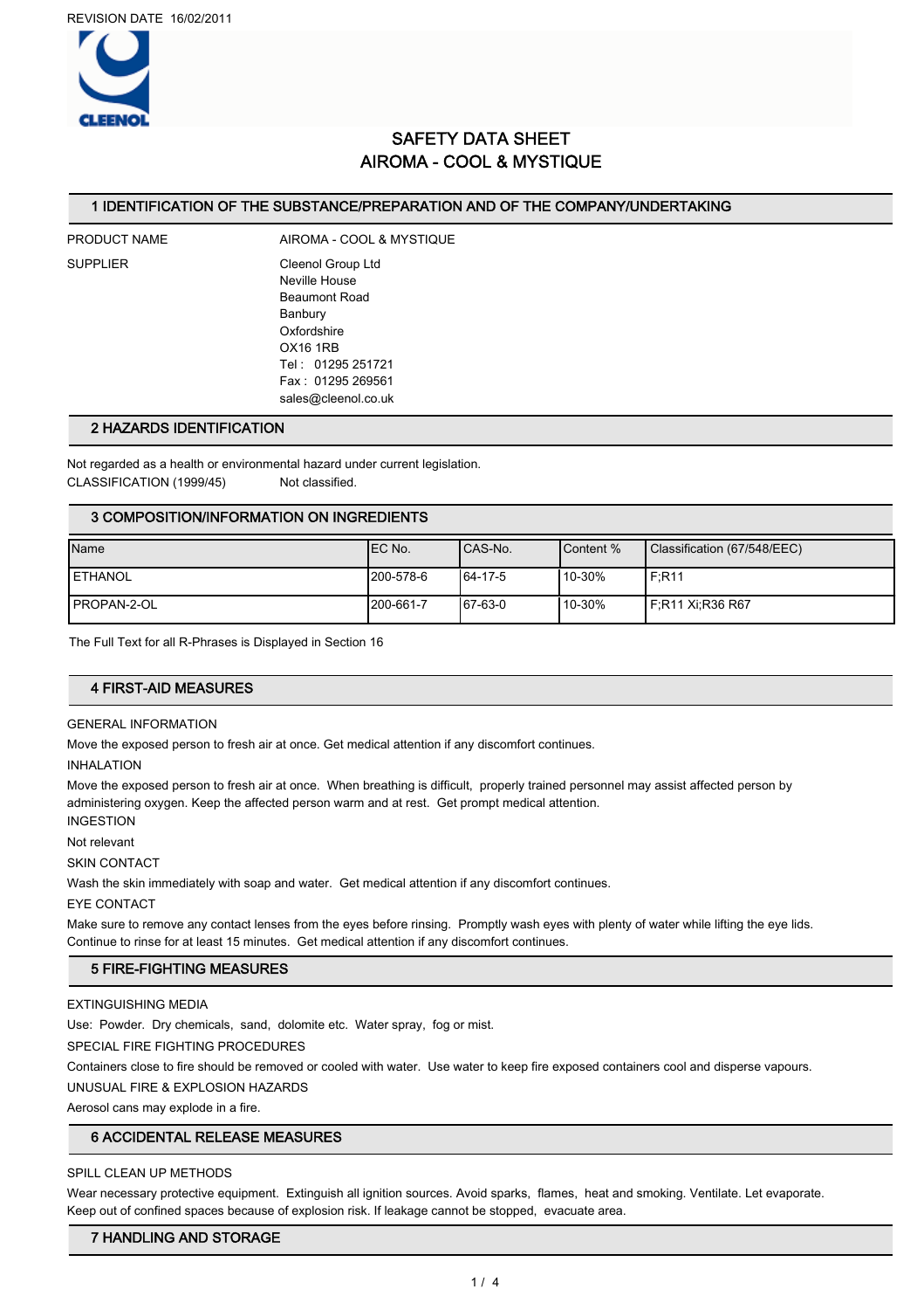REVISION DATE 16/02/2011

# SAFETY DATA SHEET
# AIROMA - COOL & MYSTIQUE

## 1 IDENTIFICATION OF THE SUBSTANCE/PREPARATION AND OF THE COMPANY/UNDERTAKING

PRODUCT NAME: AIROMA - COOL & MYSTIQUE

SUPPLIER:
Cleenol Group Ltd
Neville House
Beaumont Road
Banbury
Oxfordshire
OX16 1RB
Tel : 01295 251721
Fax : 01295 269561
sales@cleenol.co.uk

## 2 HAZARDS IDENTIFICATION

Not regarded as a health or environmental hazard under current legislation.

CLASSIFICATION (1999/45) Not classified.

## 3 COMPOSITION/INFORMATION ON INGREDIENTS

| Name | EC No. | CAS-No. | Content % | Classification (67/548/EEC) |
|---|---|---|---|---|
| ETHANOL | 200-578-6 | 64-17-5 | 10-30% | F;R11 |
| PROPAN-2-OL | 200-661-7 | 67-63-0 | 10-30% | F;R11 Xi;R36 R67 |

The Full Text for all R-Phrases is Displayed in Section 16

## 4 FIRST-AID MEASURES

GENERAL INFORMATION

Move the exposed person to fresh air at once. Get medical attention if any discomfort continues.

INHALATION

Move the exposed person to fresh air at once. When breathing is difficult, properly trained personnel may assist affected person by administering oxygen. Keep the affected person warm and at rest. Get prompt medical attention.

INGESTION

Not relevant

SKIN CONTACT

Wash the skin immediately with soap and water. Get medical attention if any discomfort continues.

EYE CONTACT

Make sure to remove any contact lenses from the eyes before rinsing. Promptly wash eyes with plenty of water while lifting the eye lids. Continue to rinse for at least 15 minutes. Get medical attention if any discomfort continues.

## 5 FIRE-FIGHTING MEASURES

EXTINGUISHING MEDIA

Use: Powder. Dry chemicals, sand, dolomite etc. Water spray, fog or mist.

SPECIAL FIRE FIGHTING PROCEDURES

Containers close to fire should be removed or cooled with water. Use water to keep fire exposed containers cool and disperse vapours.

UNUSUAL FIRE & EXPLOSION HAZARDS

Aerosol cans may explode in a fire.

## 6 ACCIDENTAL RELEASE MEASURES

SPILL CLEAN UP METHODS

Wear necessary protective equipment. Extinguish all ignition sources. Avoid sparks, flames, heat and smoking. Ventilate. Let evaporate. Keep out of confined spaces because of explosion risk. If leakage cannot be stopped, evacuate area.

## 7 HANDLING AND STORAGE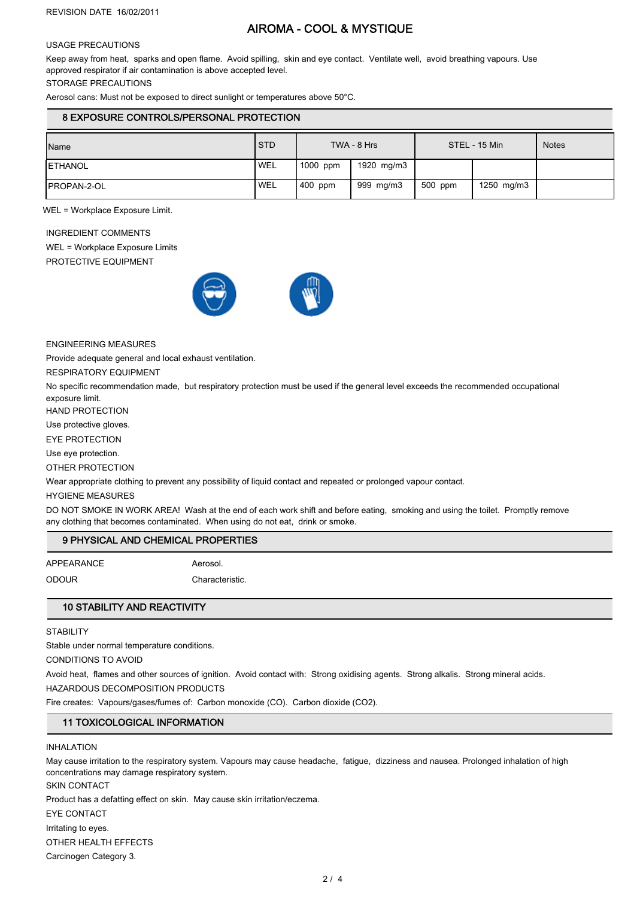USAGE PRECAUTIONS

Keep away from heat, sparks and open flame. Avoid spilling, skin and eye contact. Ventilate well, avoid breathing vapours. Use approved respirator if air contamination is above accepted level.

STORAGE PRECAUTIONS

Aerosol cans: Must not be exposed to direct sunlight or temperatures above 50°C.

## 8 EXPOSURE CONTROLS/PERSONAL PROTECTION

| Name | STD | TWA - 8 Hrs | | STEL - 15 Min | | Notes |
|---|---|---|---|---|---|---|
| ETHANOL | WEL | 1000 ppm | 1920 mg/m3 | | | |
| PROPAN-2-OL | WEL | 400 ppm | 999 mg/m3 | 500 ppm | 1250 mg/m3 | |

WEL = Workplace Exposure Limit.

INGREDIENT COMMENTS

WEL = Workplace Exposure Limits

PROTECTIVE EQUIPMENT

ENGINEERING MEASURES

Provide adequate general and local exhaust ventilation.

RESPIRATORY EQUIPMENT

No specific recommendation made, but respiratory protection must be used if the general level exceeds the recommended occupational exposure limit.

HAND PROTECTION

Use protective gloves.

EYE PROTECTION

Use eye protection.

OTHER PROTECTION

Wear appropriate clothing to prevent any possibility of liquid contact and repeated or prolonged vapour contact.

HYGIENE MEASURES

DO NOT SMOKE IN WORK AREA! Wash at the end of each work shift and before eating, smoking and using the toilet. Promptly remove any clothing that becomes contaminated. When using do not eat, drink or smoke.

## 9 PHYSICAL AND CHEMICAL PROPERTIES

APPEARANCE Aerosol.

ODOUR Characteristic.

## 10 STABILITY AND REACTIVITY

STABILITY

Stable under normal temperature conditions.

CONDITIONS TO AVOID

Avoid heat, flames and other sources of ignition. Avoid contact with: Strong oxidising agents. Strong alkalis. Strong mineral acids.

HAZARDOUS DECOMPOSITION PRODUCTS

Fire creates: Vapours/gases/fumes of: Carbon monoxide (CO). Carbon dioxide ($CO_2$).

## 11 TOXICOLOGICAL INFORMATION

INHALATION

May cause irritation to the respiratory system. Vapours may cause headache, fatigue, dizziness and nausea. Prolonged inhalation of high concentrations may damage respiratory system.

SKIN CONTACT

Product has a defatting effect on skin. May cause skin irritation/eczema.

EYE CONTACT

Irritating to eyes.

OTHER HEALTH EFFECTS

Carcinogen Category 3.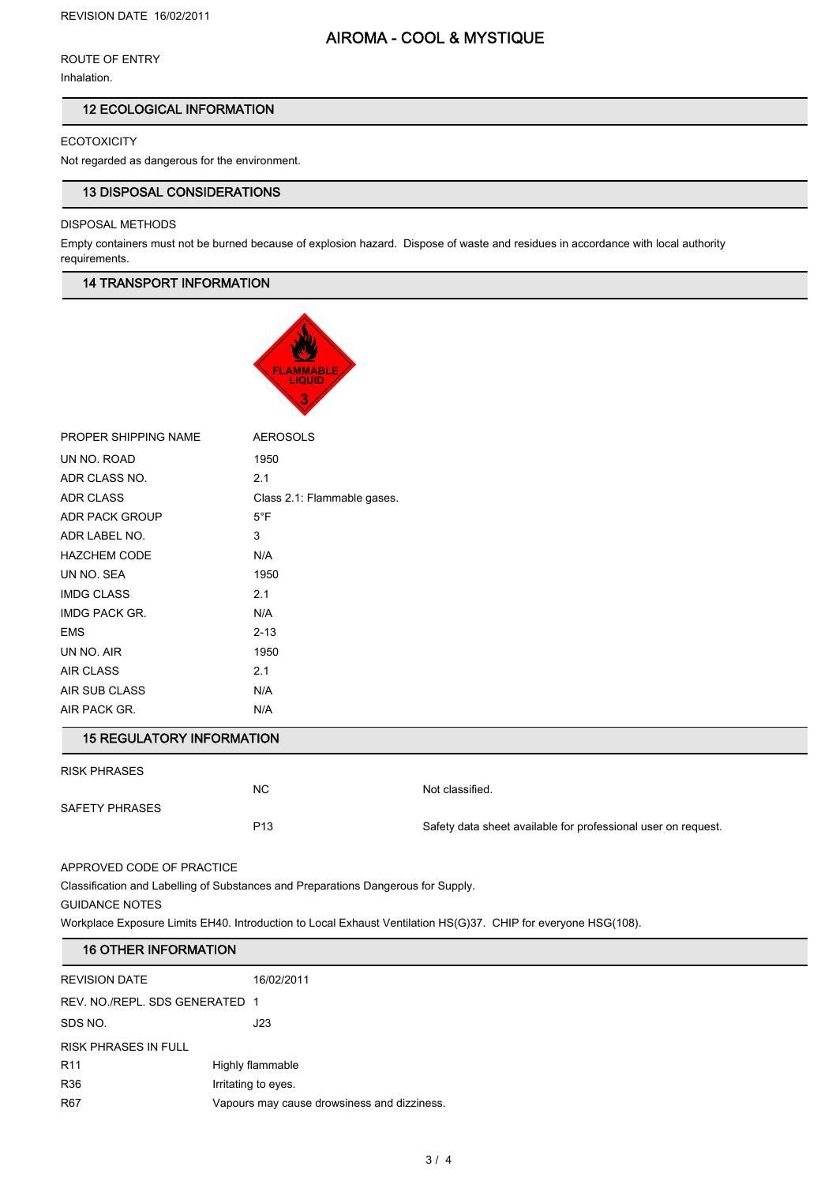REVISION DATE 16/02/2011

# AIROMA - COOL & MYSTIQUE

ROUTE OF ENTRY

Inhalation.

## 12 ECOLOGICAL INFORMATION

ECOTOXICITY

Not regarded as dangerous for the environment.

## 13 DISPOSAL CONSIDERATIONS

DISPOSAL METHODS

Empty containers must not be burned because of explosion hazard. Dispose of waste and residues in accordance with local authority requirements.

## 14 TRANSPORT INFORMATION

| | |
|---|---|
| PROPER SHIPPING NAME | AEROSOLS |
| UN NO. ROAD | 1950 |
| ADR CLASS NO. | 2.1 |
| ADR CLASS | Class 2.1: Flammable gases. |
| ADR PACK GROUP | 5°F |
| ADR LABEL NO. | 3 |
| HAZCHEM CODE | N/A |
| UN NO. SEA | 1950 |
| IMDG CLASS | 2.1 |
| IMDG PACK GR. | N/A |
| EMS | 2-13 |
| UN NO. AIR | 1950 |
| AIR CLASS | 2.1 |
| AIR SUB CLASS | N/A |
| AIR PACK GR. | N/A |

## 15 REGULATORY INFORMATION

| | | |
|---|---|---|
| RISK PHRASES | NC | Not classified. |
| SAFETY PHRASES | P13 | Safety data sheet available for professional user on request. |

APPROVED CODE OF PRACTICE

Classification and Labelling of Substances and Preparations Dangerous for Supply.

GUIDANCE NOTES

Workplace Exposure Limits EH40. Introduction to Local Exhaust Ventilation HS(G)37. CHIP for everyone HSG(108).

## 16 OTHER INFORMATION

| | |
|---|---|
| REVISION DATE | 16/02/2011 |
| REV. NO./REPL. SDS GENERATED | 1 |
| SDS NO. | J23 |

RISK PHRASES IN FULL

| | |
|---|---|
| R11 | Highly flammable |
| R36 | Irritating to eyes. |
| R67 | Vapours may cause drowsiness and dizziness. |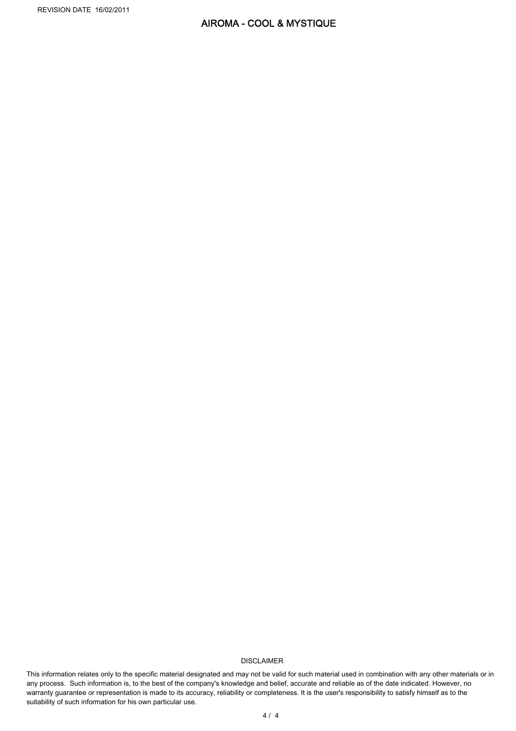DISCLAIMER

This information relates only to the specific material designated and may not be valid for such material used in combination with any other materials or in any process. Such information is, to the best of the company's knowledge and belief, accurate and reliable as of the date indicated. However, no warranty guarantee or representation is made to its accuracy, reliability or completeness. It is the user's responsibility to satisfy himself as to the suitability of such information for his own particular use.